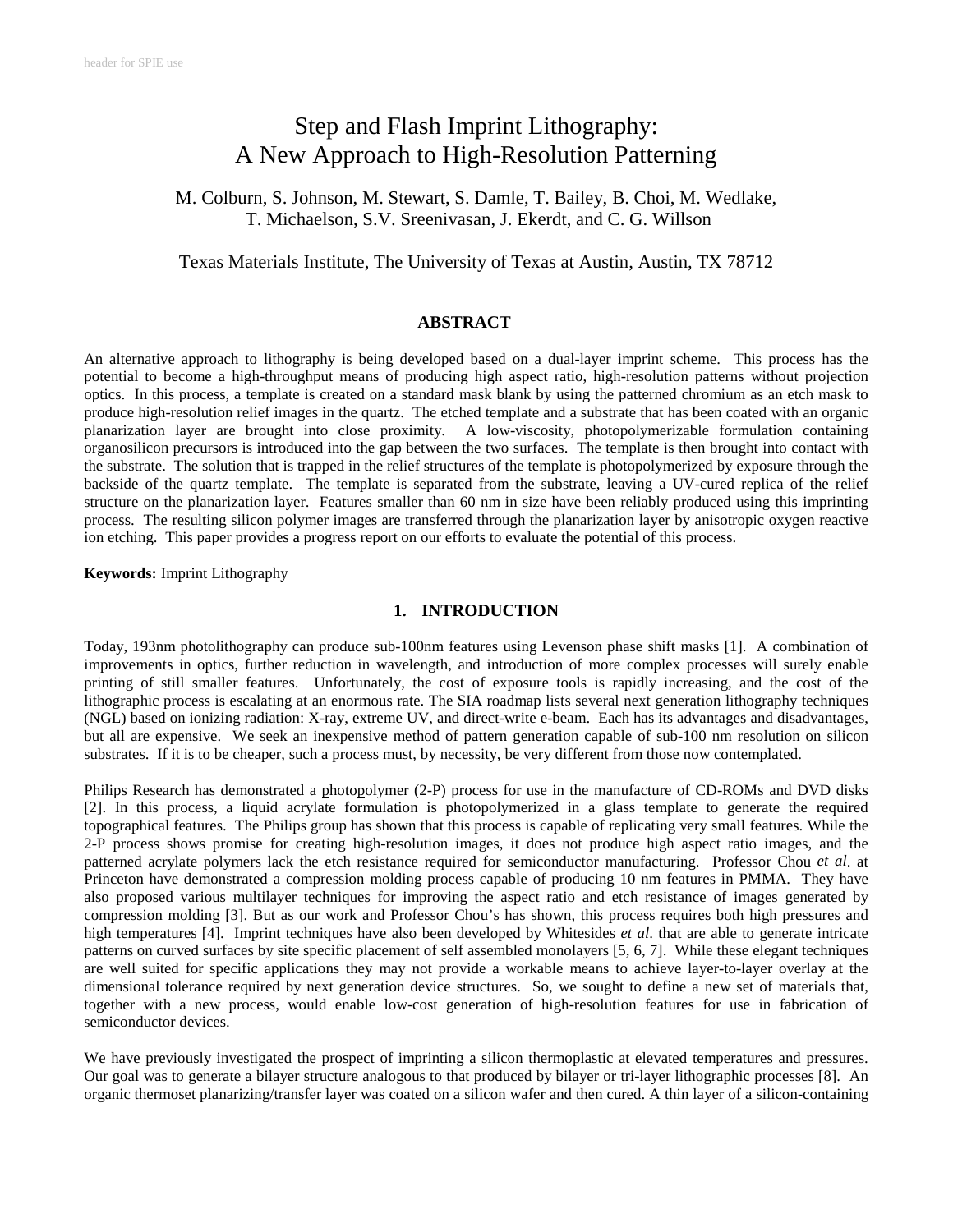# Step and Flash Imprint Lithography:
# A New Approach to High-Resolution Patterning

M. Colburn, S. Johnson, M. Stewart, S. Damle, T. Bailey, B. Choi, M. Wedlake, T. Michaelson, S.V. Sreenivasan, J. Ekerdt, and C. G. Willson

Texas Materials Institute, The University of Texas at Austin, Austin, TX 78712

## ABSTRACT

An alternative approach to lithography is being developed based on a dual-layer imprint scheme. This process has the potential to become a high-throughput means of producing high aspect ratio, high-resolution patterns without projection optics. In this process, a template is created on a standard mask blank by using the patterned chromium as an etch mask to produce high-resolution relief images in the quartz. The etched template and a substrate that has been coated with an organic planarization layer are brought into close proximity. A low-viscosity, photopolymerizable formulation containing organosilicon precursors is introduced into the gap between the two surfaces. The template is then brought into contact with the substrate. The solution that is trapped in the relief structures of the template is photopolymerized by exposure through the backside of the quartz template. The template is separated from the substrate, leaving a UV-cured replica of the relief structure on the planarization layer. Features smaller than 60 nm in size have been reliably produced using this imprinting process. The resulting silicon polymer images are transferred through the planarization layer by anisotropic oxygen reactive ion etching. This paper provides a progress report on our efforts to evaluate the potential of this process.

**Keywords:** Imprint Lithography

## 1. INTRODUCTION

Today, 193nm photolithography can produce sub-100nm features using Levenson phase shift masks [1]. A combination of improvements in optics, further reduction in wavelength, and introduction of more complex processes will surely enable printing of still smaller features. Unfortunately, the cost of exposure tools is rapidly increasing, and the cost of the lithographic process is escalating at an enormous rate. The SIA roadmap lists several next generation lithography techniques (NGL) based on ionizing radiation: X-ray, extreme UV, and direct-write e-beam. Each has its advantages and disadvantages, but all are expensive. We seek an inexpensive method of pattern generation capable of sub-100 nm resolution on silicon substrates. If it is to be cheaper, such a process must, by necessity, be very different from those now contemplated.

Philips Research has demonstrated a photopolymer (2-P) process for use in the manufacture of CD-ROMs and DVD disks [2]. In this process, a liquid acrylate formulation is photopolymerized in a glass template to generate the required topographical features. The Philips group has shown that this process is capable of replicating very small features. While the 2-P process shows promise for creating high-resolution images, it does not produce high aspect ratio images, and the patterned acrylate polymers lack the etch resistance required for semiconductor manufacturing. Professor Chou *et al*. at Princeton have demonstrated a compression molding process capable of producing 10 nm features in PMMA. They have also proposed various multilayer techniques for improving the aspect ratio and etch resistance of images generated by compression molding [3]. But as our work and Professor Chou's has shown, this process requires both high pressures and high temperatures [4]. Imprint techniques have also been developed by Whitesides *et al*. that are able to generate intricate patterns on curved surfaces by site specific placement of self assembled monolayers [5, 6, 7]. While these elegant techniques are well suited for specific applications they may not provide a workable means to achieve layer-to-layer overlay at the dimensional tolerance required by next generation device structures. So, we sought to define a new set of materials that, together with a new process, would enable low-cost generation of high-resolution features for use in fabrication of semiconductor devices.

We have previously investigated the prospect of imprinting a silicon thermoplastic at elevated temperatures and pressures. Our goal was to generate a bilayer structure analogous to that produced by bilayer or tri-layer lithographic processes [8]. An organic thermoset planarizing/transfer layer was coated on a silicon wafer and then cured. A thin layer of a silicon-containing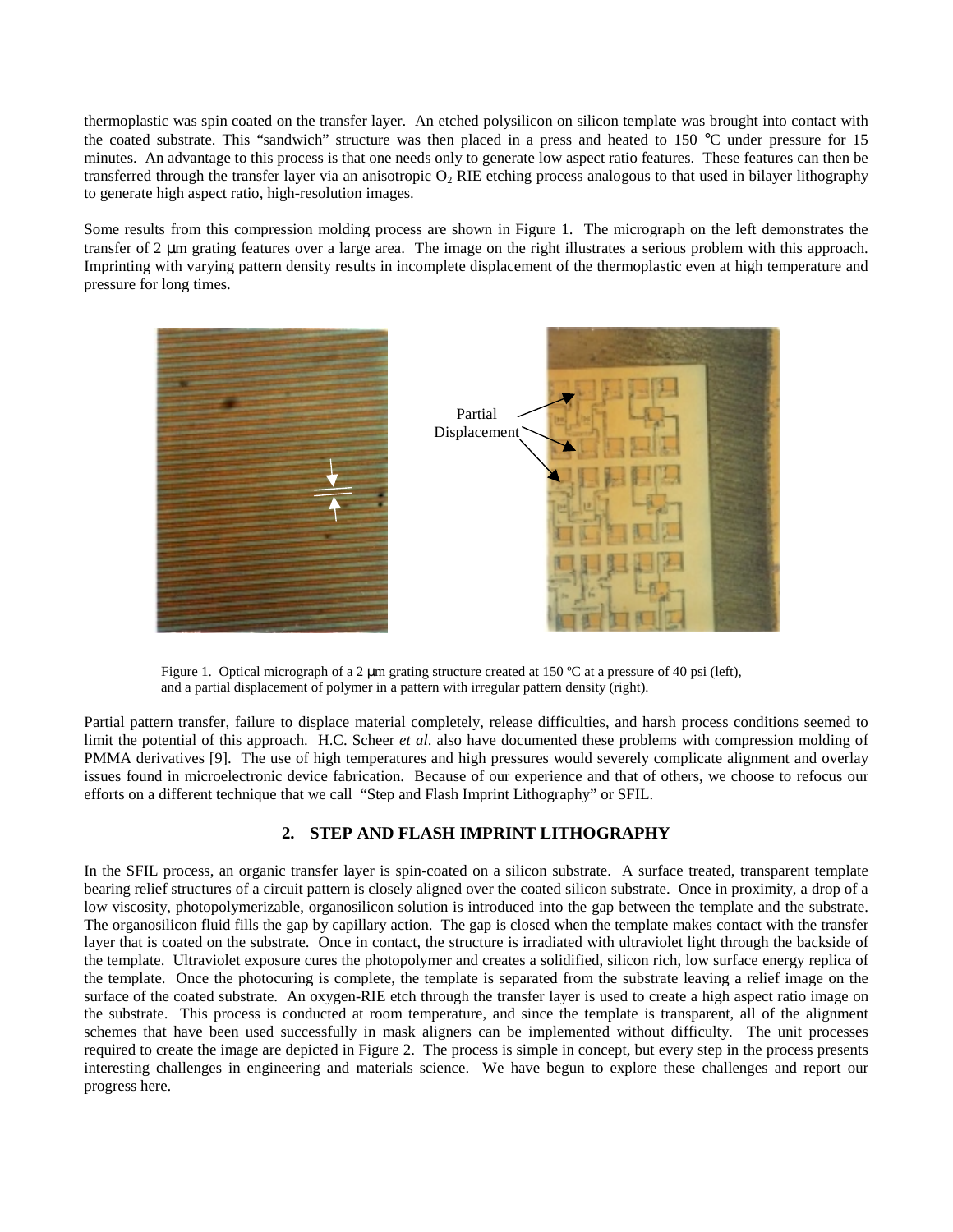thermoplastic was spin coated on the transfer layer. An etched polysilicon on silicon template was brought into contact with the coated substrate. This "sandwich" structure was then placed in a press and heated to 150 °C under pressure for 15 minutes. An advantage to this process is that one needs only to generate low aspect ratio features. These features can then be transferred through the transfer layer via an anisotropic $O_2$ RIE etching process analogous to that used in bilayer lithography to generate high aspect ratio, high-resolution images.

Some results from this compression molding process are shown in Figure 1. The micrograph on the left demonstrates the transfer of 2 μm grating features over a large area. The image on the right illustrates a serious problem with this approach. Imprinting with varying pattern density results in incomplete displacement of the thermoplastic even at high temperature and pressure for long times.

Partial Displacement

Figure 1. Optical micrograph of a 2 μm grating structure created at 150 ºC at a pressure of 40 psi (left), and a partial displacement of polymer in a pattern with irregular pattern density (right).

Partial pattern transfer, failure to displace material completely, release difficulties, and harsh process conditions seemed to limit the potential of this approach. H.C. Scheer *et al.* also have documented these problems with compression molding of PMMA derivatives [9]. The use of high temperatures and high pressures would severely complicate alignment and overlay issues found in microelectronic device fabrication. Because of our experience and that of others, we choose to refocus our efforts on a different technique that we call "Step and Flash Imprint Lithography" or SFIL.

## 2. STEP AND FLASH IMPRINT LITHOGRAPHY

In the SFIL process, an organic transfer layer is spin-coated on a silicon substrate. A surface treated, transparent template bearing relief structures of a circuit pattern is closely aligned over the coated silicon substrate. Once in proximity, a drop of a low viscosity, photopolymerizable, organosilicon solution is introduced into the gap between the template and the substrate. The organosilicon fluid fills the gap by capillary action. The gap is closed when the template makes contact with the transfer layer that is coated on the substrate. Once in contact, the structure is irradiated with ultraviolet light through the backside of the template. Ultraviolet exposure cures the photopolymer and creates a solidified, silicon rich, low surface energy replica of the template. Once the photocuring is complete, the template is separated from the substrate leaving a relief image on the surface of the coated substrate. An oxygen-RIE etch through the transfer layer is used to create a high aspect ratio image on the substrate. This process is conducted at room temperature, and since the template is transparent, all of the alignment schemes that have been used successfully in mask aligners can be implemented without difficulty. The unit processes required to create the image are depicted in Figure 2. The process is simple in concept, but every step in the process presents interesting challenges in engineering and materials science. We have begun to explore these challenges and report our progress here.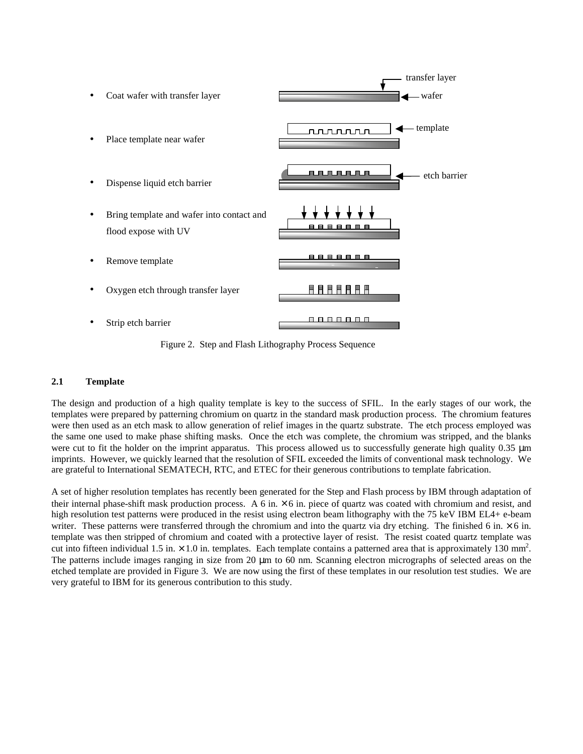- Coat wafer with transfer layer
- Place template near wafer
- Dispense liquid etch barrier
- Bring template and wafer into contact and flood expose with UV
- Remove template
- Oxygen etch through transfer layer
- Strip etch barrier

transfer layer

wafer

template

etch barrier

Figure 2. Step and Flash Lithography Process Sequence

## 2.1 Template

The design and production of a high quality template is key to the success of SFIL. In the early stages of our work, the templates were prepared by patterning chromium on quartz in the standard mask production process. The chromium features were then used as an etch mask to allow generation of relief images in the quartz substrate. The etch process employed was the same one used to make phase shifting masks. Once the etch was complete, the chromium was stripped, and the blanks were cut to fit the holder on the imprint apparatus. This process allowed us to successfully generate high quality 0.35 μm imprints. However, we quickly learned that the resolution of SFIL exceeded the limits of conventional mask technology. We are grateful to International SEMATECH, RTC, and ETEC for their generous contributions to template fabrication.

A set of higher resolution templates has recently been generated for the Step and Flash process by IBM through adaptation of their internal phase-shift mask production process. A 6 in. × 6 in. piece of quartz was coated with chromium and resist, and high resolution test patterns were produced in the resist using electron beam lithography with the 75 keV IBM EL4+ e-beam writer. These patterns were transferred through the chromium and into the quartz via dry etching. The finished 6 in. × 6 in. template was then stripped of chromium and coated with a protective layer of resist. The resist coated quartz template was cut into fifteen individual 1.5 in. × 1.0 in. templates. Each template contains a patterned area that is approximately 130 $mm^2$. The patterns include images ranging in size from 20 μm to 60 nm. Scanning electron micrographs of selected areas on the etched template are provided in Figure 3. We are now using the first of these templates in our resolution test studies. We are very grateful to IBM for its generous contribution to this study.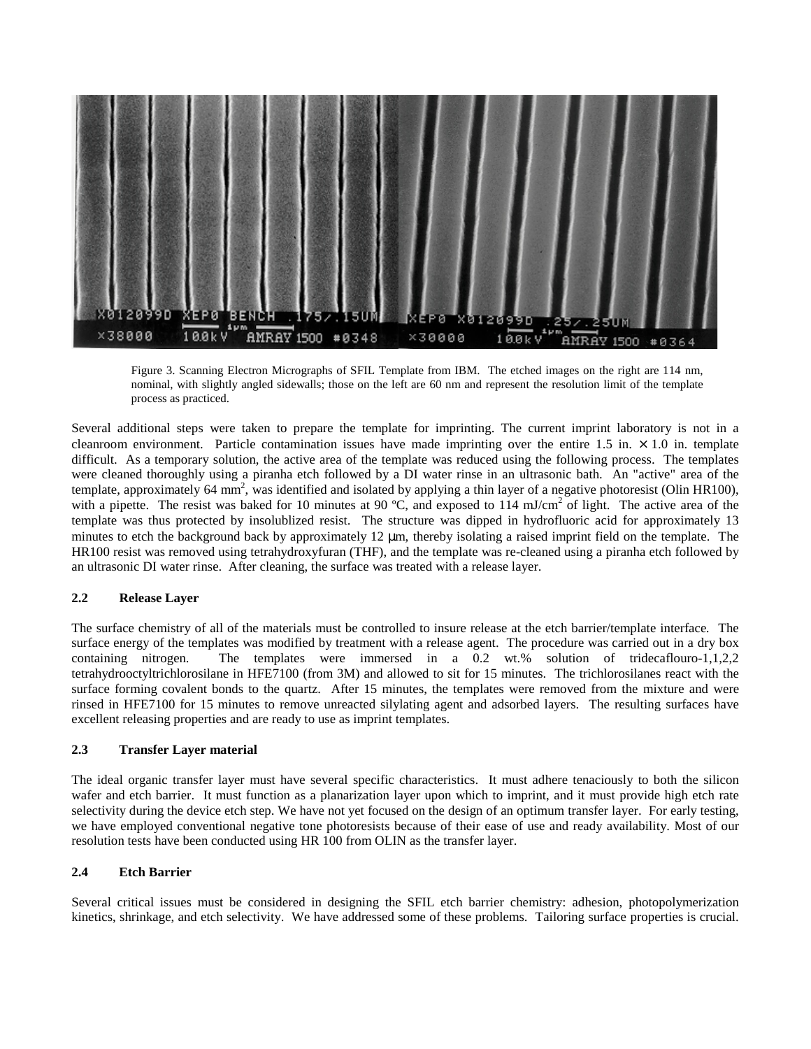Figure 3. Scanning Electron Micrographs of SFIL Template from IBM. The etched images on the right are 114 nm, nominal, with slightly angled sidewalls; those on the left are 60 nm and represent the resolution limit of the template process as practiced.

Several additional steps were taken to prepare the template for imprinting. The current imprint laboratory is not in a cleanroom environment. Particle contamination issues have made imprinting over the entire 1.5 in. × 1.0 in. template difficult. As a temporary solution, the active area of the template was reduced using the following process. The templates were cleaned thoroughly using a piranha etch followed by a DI water rinse in an ultrasonic bath. An "active" area of the template, approximately 64 mm$^2$, was identified and isolated by applying a thin layer of a negative photoresist (Olin HR100), with a pipette. The resist was baked for 10 minutes at 90 ºC, and exposed to 114 mJ/cm$^2$ of light. The active area of the template was thus protected by insolublized resist. The structure was dipped in hydrofluoric acid for approximately 13 minutes to etch the background back by approximately 12 μm, thereby isolating a raised imprint field on the template. The HR100 resist was removed using tetrahydroxyfuran (THF), and the template was re-cleaned using a piranha etch followed by an ultrasonic DI water rinse. After cleaning, the surface was treated with a release layer.

## 2.2 Release Layer

The surface chemistry of all of the materials must be controlled to insure release at the etch barrier/template interface. The surface energy of the templates was modified by treatment with a release agent. The procedure was carried out in a dry box containing nitrogen. The templates were immersed in a 0.2 wt.% solution of tridecaflouro-1,1,2,2 tetrahydrooctyltrichlorosilane in HFE7100 (from 3M) and allowed to sit for 15 minutes. The trichlorosilanes react with the surface forming covalent bonds to the quartz. After 15 minutes, the templates were removed from the mixture and were rinsed in HFE7100 for 15 minutes to remove unreacted silylating agent and adsorbed layers. The resulting surfaces have excellent releasing properties and are ready to use as imprint templates.

## 2.3 Transfer Layer material

The ideal organic transfer layer must have several specific characteristics. It must adhere tenaciously to both the silicon wafer and etch barrier. It must function as a planarization layer upon which to imprint, and it must provide high etch rate selectivity during the device etch step. We have not yet focused on the design of an optimum transfer layer. For early testing, we have employed conventional negative tone photoresists because of their ease of use and ready availability. Most of our resolution tests have been conducted using HR 100 from OLIN as the transfer layer.

## 2.4 Etch Barrier

Several critical issues must be considered in designing the SFIL etch barrier chemistry: adhesion, photopolymerization kinetics, shrinkage, and etch selectivity. We have addressed some of these problems. Tailoring surface properties is crucial.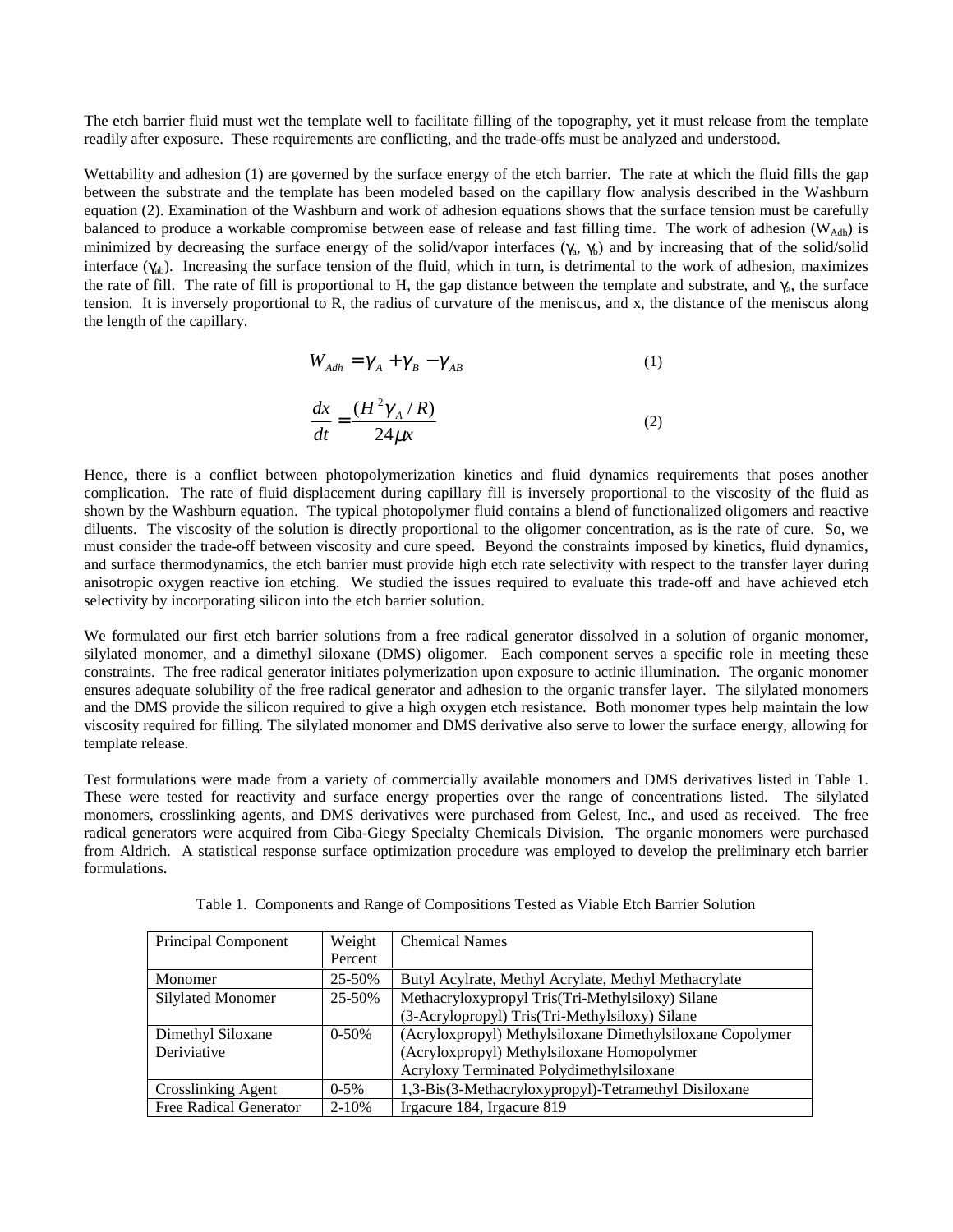The etch barrier fluid must wet the template well to facilitate filling of the topography, yet it must release from the template readily after exposure. These requirements are conflicting, and the trade-offs must be analyzed and understood.

Wettability and adhesion (1) are governed by the surface energy of the etch barrier. The rate at which the fluid fills the gap between the substrate and the template has been modeled based on the capillary flow analysis described in the Washburn equation (2). Examination of the Washburn and work of adhesion equations shows that the surface tension must be carefully balanced to produce a workable compromise between ease of release and fast filling time. The work of adhesion ($W_{Adh}$) is minimized by decreasing the surface energy of the solid/vapor interfaces ($\gamma_a$, $\gamma_b$) and by increasing that of the solid/solid interface ($\gamma_{ab}$). Increasing the surface tension of the fluid, which in turn, is detrimental to the work of adhesion, maximizes the rate of fill. The rate of fill is proportional to H, the gap distance between the template and substrate, and $\gamma_a$, the surface tension. It is inversely proportional to R, the radius of curvature of the meniscus, and x, the distance of the meniscus along the length of the capillary.

$$W_{Adh} = \gamma_A + \gamma_B - \gamma_{AB} \tag{1}$$

$$\frac{dx}{dt} = \frac{(H^2 \gamma_A / R)}{24 \mu x} \tag{2}$$

Hence, there is a conflict between photopolymerization kinetics and fluid dynamics requirements that poses another complication. The rate of fluid displacement during capillary fill is inversely proportional to the viscosity of the fluid as shown by the Washburn equation. The typical photopolymer fluid contains a blend of functionalized oligomers and reactive diluents. The viscosity of the solution is directly proportional to the oligomer concentration, as is the rate of cure. So, we must consider the trade-off between viscosity and cure speed. Beyond the constraints imposed by kinetics, fluid dynamics, and surface thermodynamics, the etch barrier must provide high etch rate selectivity with respect to the transfer layer during anisotropic oxygen reactive ion etching. We studied the issues required to evaluate this trade-off and have achieved etch selectivity by incorporating silicon into the etch barrier solution.

We formulated our first etch barrier solutions from a free radical generator dissolved in a solution of organic monomer, silylated monomer, and a dimethyl siloxane (DMS) oligomer. Each component serves a specific role in meeting these constraints. The free radical generator initiates polymerization upon exposure to actinic illumination. The organic monomer ensures adequate solubility of the free radical generator and adhesion to the organic transfer layer. The silylated monomers and the DMS provide the silicon required to give a high oxygen etch resistance. Both monomer types help maintain the low viscosity required for filling. The silylated monomer and DMS derivative also serve to lower the surface energy, allowing for template release.

Test formulations were made from a variety of commercially available monomers and DMS derivatives listed in Table 1. These were tested for reactivity and surface energy properties over the range of concentrations listed. The silylated monomers, crosslinking agents, and DMS derivatives were purchased from Gelest, Inc., and used as received. The free radical generators were acquired from Ciba-Giegy Specialty Chemicals Division. The organic monomers were purchased from Aldrich. A statistical response surface optimization procedure was employed to develop the preliminary etch barrier formulations.

Table 1. Components and Range of Compositions Tested as Viable Etch Barrier Solution

| Principal Component | Weight Percent | Chemical Names |
|---|---|---|
| Monomer | 25-50% | Butyl Acylrate, Methyl Acrylate, Methyl Methacrylate |
| Silylated Monomer | 25-50% | Methacryloxypropyl Tris(Tri-Methylsiloxy) Silane<br>(3-Acrylopropyl) Tris(Tri-Methylsiloxy) Silane |
| Dimethyl Siloxane Deriviative | 0-50% | (Acryloxpropyl) Methylsiloxane Dimethylsiloxane Copolymer<br>(Acryloxpropyl) Methylsiloxane Homopolymer<br>Acryloxy Terminated Polydimethylsiloxane |
| Crosslinking Agent | 0-5% | 1,3-Bis(3-Methacryloxypropyl)-Tetramethyl Disiloxane |
| Free Radical Generator | 2-10% | Irgacure 184, Irgacure 819 |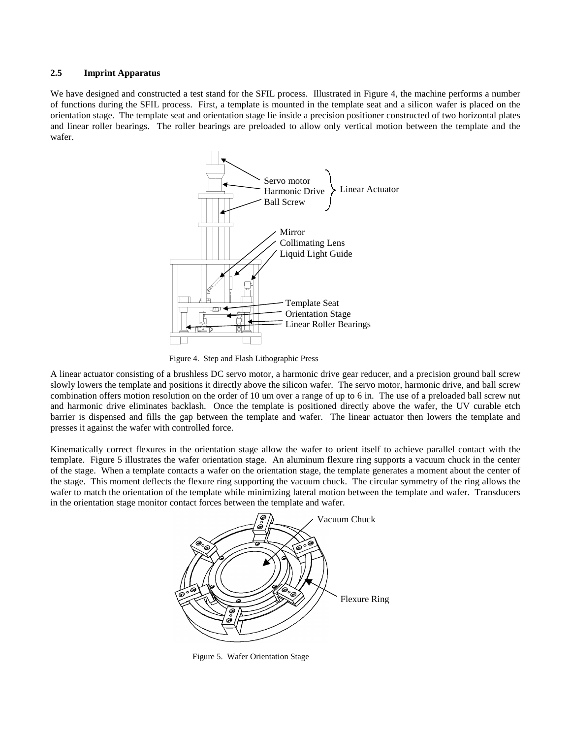### 2.5 Imprint Apparatus

We have designed and constructed a test stand for the SFIL process. Illustrated in Figure 4, the machine performs a number of functions during the SFIL process. First, a template is mounted in the template seat and a silicon wafer is placed on the orientation stage. The template seat and orientation stage lie inside a precision positioner constructed of two horizontal plates and linear roller bearings. The roller bearings are preloaded to allow only vertical motion between the template and the wafer.

Figure 4. Step and Flash Lithographic Press

A linear actuator consisting of a brushless DC servo motor, a harmonic drive gear reducer, and a precision ground ball screw slowly lowers the template and positions it directly above the silicon wafer. The servo motor, harmonic drive, and ball screw combination offers motion resolution on the order of 10 um over a range of up to 6 in. The use of a preloaded ball screw nut and harmonic drive eliminates backlash. Once the template is positioned directly above the wafer, the UV curable etch barrier is dispensed and fills the gap between the template and wafer. The linear actuator then lowers the template and presses it against the wafer with controlled force.

Kinematically correct flexures in the orientation stage allow the wafer to orient itself to achieve parallel contact with the template. Figure 5 illustrates the wafer orientation stage. An aluminum flexure ring supports a vacuum chuck in the center of the stage. When a template contacts a wafer on the orientation stage, the template generates a moment about the center of the stage. This moment deflects the flexure ring supporting the vacuum chuck. The circular symmetry of the ring allows the wafer to match the orientation of the template while minimizing lateral motion between the template and wafer. Transducers in the orientation stage monitor contact forces between the template and wafer.

Figure 5. Wafer Orientation Stage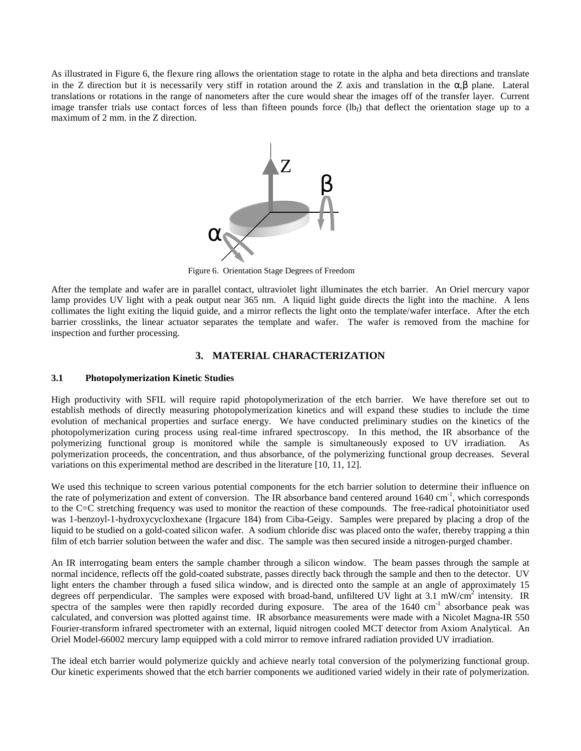As illustrated in Figure 6, the flexure ring allows the orientation stage to rotate in the alpha and beta directions and translate in the Z direction but it is necessarily very stiff in rotation around the Z axis and translation in the α,β plane. Lateral translations or rotations in the range of nanometers after the cure would shear the images off of the transfer layer. Current image transfer trials use contact forces of less than fifteen pounds force ($lb_f$) that deflect the orientation stage up to a maximum of 2 mm. in the Z direction.

Figure 6. Orientation Stage Degrees of Freedom

After the template and wafer are in parallel contact, ultraviolet light illuminates the etch barrier. An Oriel mercury vapor lamp provides UV light with a peak output near 365 nm. A liquid light guide directs the light into the machine. A lens collimates the light exiting the liquid guide, and a mirror reflects the light onto the template/wafer interface. After the etch barrier crosslinks, the linear actuator separates the template and wafer. The wafer is removed from the machine for inspection and further processing.

## 3. MATERIAL CHARACTERIZATION

### 3.1 Photopolymerization Kinetic Studies

High productivity with SFIL will require rapid photopolymerization of the etch barrier. We have therefore set out to establish methods of directly measuring photopolymerization kinetics and will expand these studies to include the time evolution of mechanical properties and surface energy. We have conducted preliminary studies on the kinetics of the photopolymerization curing process using real-time infrared spectroscopy. In this method, the IR absorbance of the polymerizing functional group is monitored while the sample is simultaneously exposed to UV irradiation. As polymerization proceeds, the concentration, and thus absorbance, of the polymerizing functional group decreases. Several variations on this experimental method are described in the literature [10, 11, 12].

We used this technique to screen various potential components for the etch barrier solution to determine their influence on the rate of polymerization and extent of conversion. The IR absorbance band centered around 1640 $cm^{-1}$, which corresponds to the C=C stretching frequency was used to monitor the reaction of these compounds. The free-radical photoinitiator used was 1-benzoyl-1-hydroxycycloxhexane (Irgacure 184) from Ciba-Geigy. Samples were prepared by placing a drop of the liquid to be studied on a gold-coated silicon wafer. A sodium chloride disc was placed onto the wafer, thereby trapping a thin film of etch barrier solution between the wafer and disc. The sample was then secured inside a nitrogen-purged chamber.

An IR interrogating beam enters the sample chamber through a silicon window. The beam passes through the sample at normal incidence, reflects off the gold-coated substrate, passes directly back through the sample and then to the detector. UV light enters the chamber through a fused silica window, and is directed onto the sample at an angle of approximately 15 degrees off perpendicular. The samples were exposed with broad-band, unfiltered UV light at 3.1 $mW/cm^2$ intensity. IR spectra of the samples were then rapidly recorded during exposure. The area of the 1640 $cm^{-1}$ absorbance peak was calculated, and conversion was plotted against time. IR absorbance measurements were made with a Nicolet Magna-IR 550 Fourier-transform infrared spectrometer with an external, liquid nitrogen cooled MCT detector from Axiom Analytical. An Oriel Model-66002 mercury lamp equipped with a cold mirror to remove infrared radiation provided UV irradiation.

The ideal etch barrier would polymerize quickly and achieve nearly total conversion of the polymerizing functional group. Our kinetic experiments showed that the etch barrier components we auditioned varied widely in their rate of polymerization.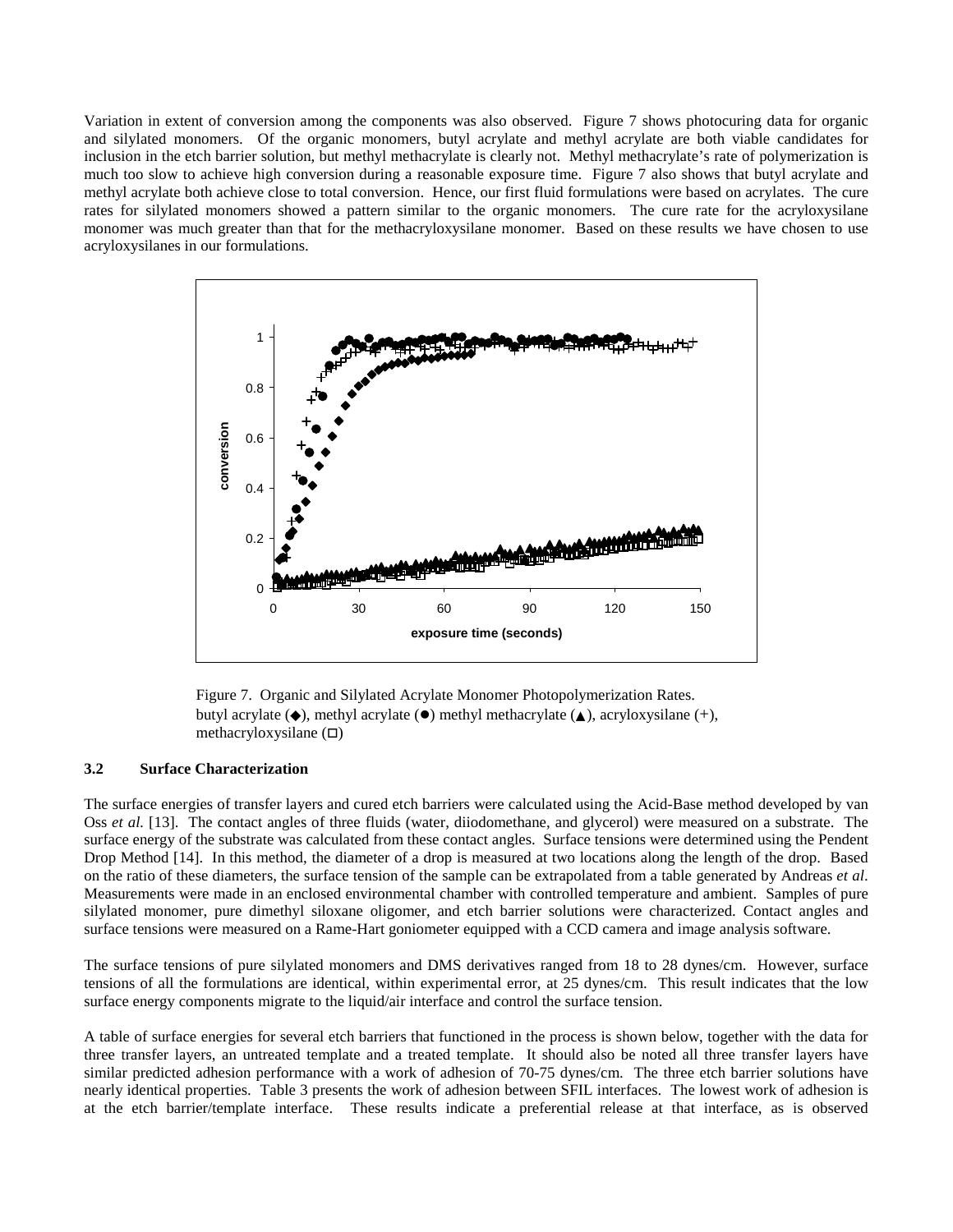Variation in extent of conversion among the components was also observed. Figure 7 shows photocuring data for organic and silylated monomers. Of the organic monomers, butyl acrylate and methyl acrylate are both viable candidates for inclusion in the etch barrier solution, but methyl methacrylate is clearly not. Methyl methacrylate's rate of polymerization is much too slow to achieve high conversion during a reasonable exposure time. Figure 7 also shows that butyl acrylate and methyl acrylate both achieve close to total conversion. Hence, our first fluid formulations were based on acrylates. The cure rates for silylated monomers showed a pattern similar to the organic monomers. The cure rate for the acryloxysilane monomer was much greater than that for the methacryloxysilane monomer. Based on these results we have chosen to use acryloxysilanes in our formulations.

Figure 7. Organic and Silylated Acrylate Monomer Photopolymerization Rates. butyl acrylate (◆), methyl acrylate (●) methyl methacrylate (▲), acryloxysilane (+), methacryloxysilane (□)

### 3.2 Surface Characterization

The surface energies of transfer layers and cured etch barriers were calculated using the Acid-Base method developed by van Oss *et al.* [13]. The contact angles of three fluids (water, diiodomethane, and glycerol) were measured on a substrate. The surface energy of the substrate was calculated from these contact angles. Surface tensions were determined using the Pendent Drop Method [14]. In this method, the diameter of a drop is measured at two locations along the length of the drop. Based on the ratio of these diameters, the surface tension of the sample can be extrapolated from a table generated by Andreas *et al*. Measurements were made in an enclosed environmental chamber with controlled temperature and ambient. Samples of pure silylated monomer, pure dimethyl siloxane oligomer, and etch barrier solutions were characterized. Contact angles and surface tensions were measured on a Rame-Hart goniometer equipped with a CCD camera and image analysis software.

The surface tensions of pure silylated monomers and DMS derivatives ranged from 18 to 28 dynes/cm. However, surface tensions of all the formulations are identical, within experimental error, at 25 dynes/cm. This result indicates that the low surface energy components migrate to the liquid/air interface and control the surface tension.

A table of surface energies for several etch barriers that functioned in the process is shown below, together with the data for three transfer layers, an untreated template and a treated template. It should also be noted all three transfer layers have similar predicted adhesion performance with a work of adhesion of 70-75 dynes/cm. The three etch barrier solutions have nearly identical properties. Table 3 presents the work of adhesion between SFIL interfaces. The lowest work of adhesion is at the etch barrier/template interface. These results indicate a preferential release at that interface, as is observed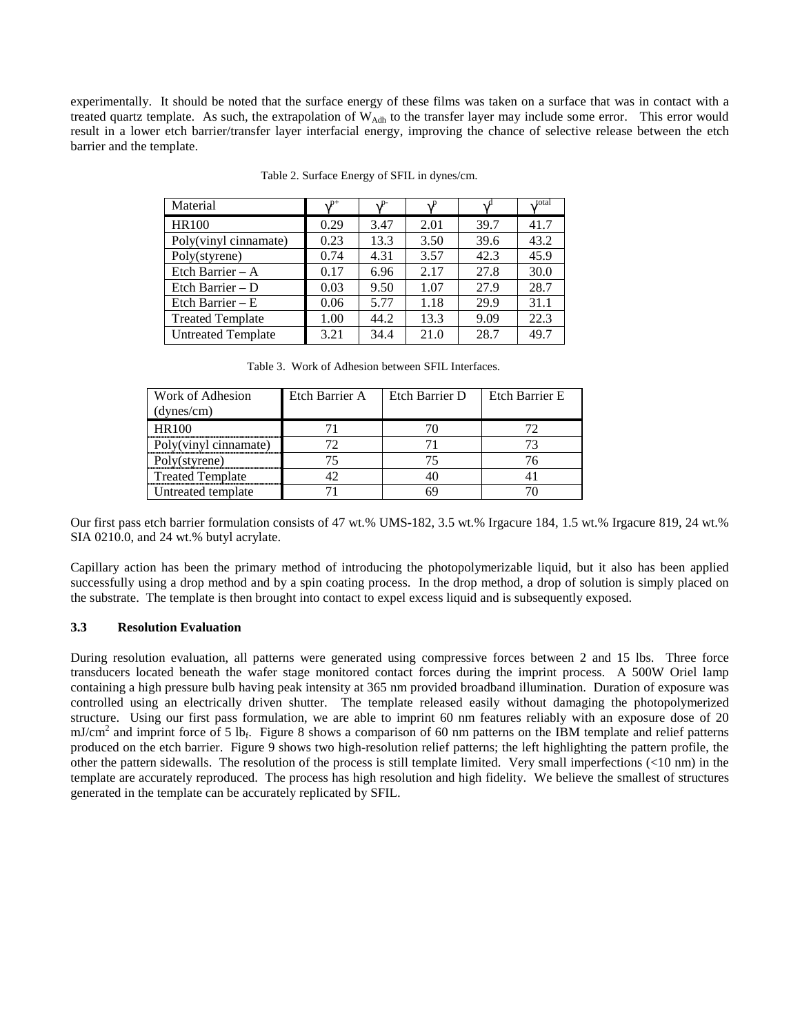experimentally. It should be noted that the surface energy of these films was taken on a surface that was in contact with a treated quartz template. As such, the extrapolation of $W_{Adh}$ to the transfer layer may include some error. This error would result in a lower etch barrier/transfer layer interfacial energy, improving the chance of selective release between the etch barrier and the template.

Table 2. Surface Energy of SFIL in dynes/cm.

| Material | $\gamma^{p+}$ | $\gamma^{p-}$ | $\gamma^{p}$ | $\gamma^{d}$ | $\gamma^{total}$ |
|---|---|---|---|---|---|
| HR100 | 0.29 | 3.47 | 2.01 | 39.7 | 41.7 |
| Poly(vinyl cinnamate) | 0.23 | 13.3 | 3.50 | 39.6 | 43.2 |
| Poly(styrene) | 0.74 | 4.31 | 3.57 | 42.3 | 45.9 |
| Etch Barrier – A | 0.17 | 6.96 | 2.17 | 27.8 | 30.0 |
| Etch Barrier – D | 0.03 | 9.50 | 1.07 | 27.9 | 28.7 |
| Etch Barrier – E | 0.06 | 5.77 | 1.18 | 29.9 | 31.1 |
| Treated Template | 1.00 | 44.2 | 13.3 | 9.09 | 22.3 |
| Untreated Template | 3.21 | 34.4 | 21.0 | 28.7 | 49.7 |

Table 3. Work of Adhesion between SFIL Interfaces.

| Work of Adhesion (dynes/cm) | Etch Barrier A | Etch Barrier D | Etch Barrier E |
|---|---|---|---|
| HR100 | 71 | 70 | 72 |
| Poly(vinyl cinnamate) | 72 | 71 | 73 |
| Poly(styrene) | 75 | 75 | 76 |
| Treated Template | 42 | 40 | 41 |
| Untreated template | 71 | 69 | 70 |

Our first pass etch barrier formulation consists of 47 wt.% UMS-182, 3.5 wt.% Irgacure 184, 1.5 wt.% Irgacure 819, 24 wt.% SIA 0210.0, and 24 wt.% butyl acrylate.

Capillary action has been the primary method of introducing the photopolymerizable liquid, but it also has been applied successfully using a drop method and by a spin coating process. In the drop method, a drop of solution is simply placed on the substrate. The template is then brought into contact to expel excess liquid and is subsequently exposed.

### 3.3 Resolution Evaluation

During resolution evaluation, all patterns were generated using compressive forces between 2 and 15 lbs. Three force transducers located beneath the wafer stage monitored contact forces during the imprint process. A 500W Oriel lamp containing a high pressure bulb having peak intensity at 365 nm provided broadband illumination. Duration of exposure was controlled using an electrically driven shutter. The template released easily without damaging the photopolymerized structure. Using our first pass formulation, we are able to imprint 60 nm features reliably with an exposure dose of 20 $mJ/cm^2$ and imprint force of 5 $lb_f$. Figure 8 shows a comparison of 60 nm patterns on the IBM template and relief patterns produced on the etch barrier. Figure 9 shows two high-resolution relief patterns; the left highlighting the pattern profile, the other the pattern sidewalls. The resolution of the process is still template limited. Very small imperfections (<10 nm) in the template are accurately reproduced. The process has high resolution and high fidelity. We believe the smallest of structures generated in the template can be accurately replicated by SFIL.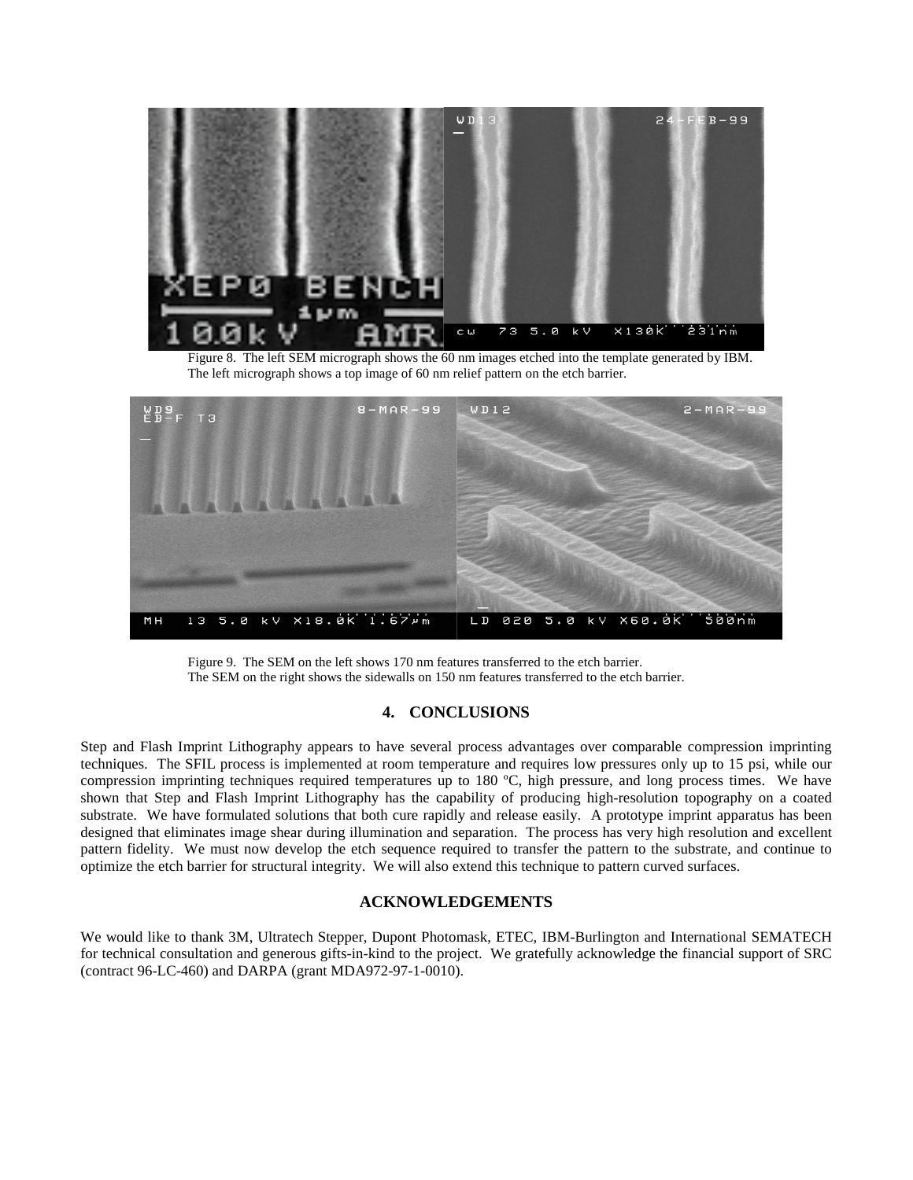Figure 8. The left SEM micrograph shows the 60 nm images etched into the template generated by IBM. The left micrograph shows a top image of 60 nm relief pattern on the etch barrier.

Figure 9. The SEM on the left shows 170 nm features transferred to the etch barrier. The SEM on the right shows the sidewalls on 150 nm features transferred to the etch barrier.

## 4. CONCLUSIONS

Step and Flash Imprint Lithography appears to have several process advantages over comparable compression imprinting techniques. The SFIL process is implemented at room temperature and requires low pressures only up to 15 psi, while our compression imprinting techniques required temperatures up to 180 ºC, high pressure, and long process times. We have shown that Step and Flash Imprint Lithography has the capability of producing high-resolution topography on a coated substrate. We have formulated solutions that both cure rapidly and release easily. A prototype imprint apparatus has been designed that eliminates image shear during illumination and separation. The process has very high resolution and excellent pattern fidelity. We must now develop the etch sequence required to transfer the pattern to the substrate, and continue to optimize the etch barrier for structural integrity. We will also extend this technique to pattern curved surfaces.

## ACKNOWLEDGEMENTS

We would like to thank 3M, Ultratech Stepper, Dupont Photomask, ETEC, IBM-Burlington and International SEMATECH for technical consultation and generous gifts-in-kind to the project. We gratefully acknowledge the financial support of SRC (contract 96-LC-460) and DARPA (grant MDA972-97-1-0010).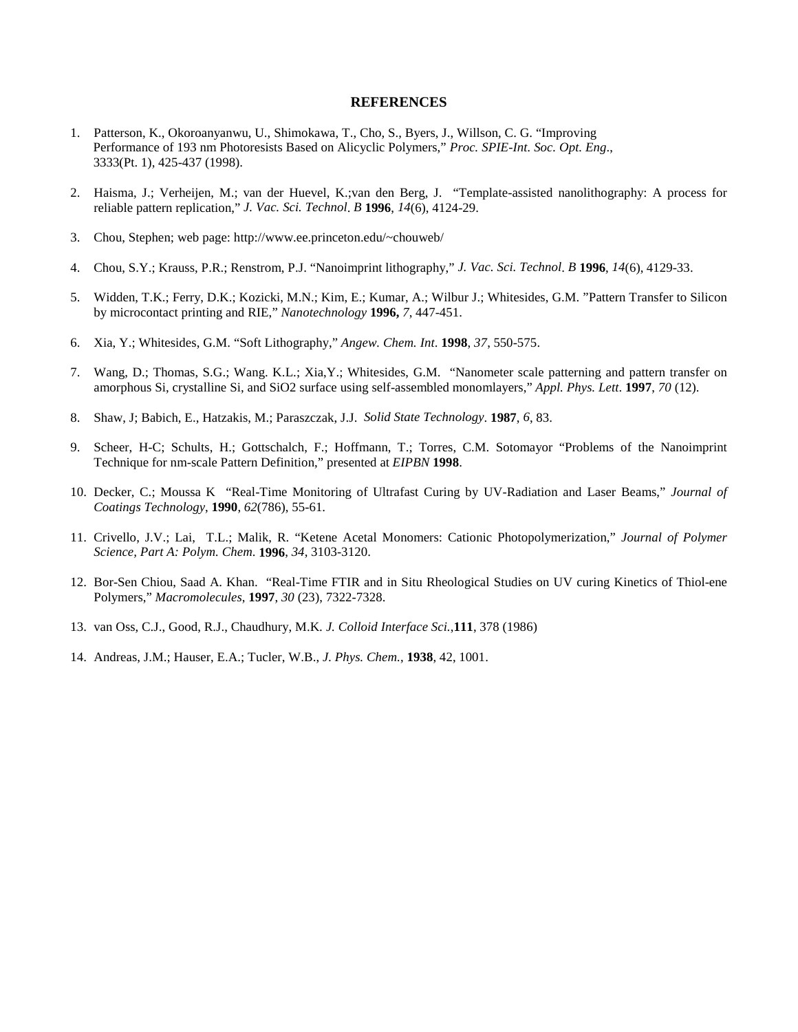## REFERENCES

1. Patterson, K., Okoroanyanwu, U., Shimokawa, T., Cho, S., Byers, J., Willson, C. G. "Improving Performance of 193 nm Photoresists Based on Alicyclic Polymers," *Proc. SPIE-Int. Soc. Opt. Eng*., 3333(Pt. 1), 425-437 (1998).

2. Haisma, J.; Verheijen, M.; van der Huevel, K.;van den Berg, J. "Template-assisted nanolithography: A process for reliable pattern replication," *J. Vac. Sci. Technol*. *B* **1996**, *14*(6), 4124-29.

3. Chou, Stephen; web page: http://www.ee.princeton.edu/~chouweb/

4. Chou, S.Y.; Krauss, P.R.; Renstrom, P.J. "Nanoimprint lithography," *J. Vac. Sci. Technol*. *B* **1996**, *14*(6), 4129-33.

5. Widden, T.K.; Ferry, D.K.; Kozicki, M.N.; Kim, E.; Kumar, A.; Wilbur J.; Whitesides, G.M. "Pattern Transfer to Silicon by microcontact printing and RIE," *Nanotechnology* **1996,** *7*, 447-451.

6. Xia, Y.; Whitesides, G.M. "Soft Lithography," *Angew. Chem. Int*. **1998**, *37*, 550-575.

7. Wang, D.; Thomas, S.G.; Wang. K.L.; Xia,Y.; Whitesides, G.M. "Nanometer scale patterning and pattern transfer on amorphous Si, crystalline Si, and SiO2 surface using self-assembled monomlayers," *Appl. Phys. Lett*. **1997**, *70* (12).

8. Shaw, J; Babich, E., Hatzakis, M.; Paraszczak, J.J. *Solid State Technology*. **1987**, *6*, 83.

9. Scheer, H-C; Schults, H.; Gottschalch, F.; Hoffmann, T.; Torres, C.M. Sotomayor "Problems of the Nanoimprint Technique for nm-scale Pattern Definition," presented at *EIPBN* **1998**.

10. Decker, C.; Moussa K "Real-Time Monitoring of Ultrafast Curing by UV-Radiation and Laser Beams," *Journal of Coatings Technology*, **1990**, *62*(786), 55-61.

11. Crivello, J.V.; Lai, T.L.; Malik, R. "Ketene Acetal Monomers: Cationic Photopolymerization," *Journal of Polymer Science, Part A: Polym. Chem*. **1996**, *34*, 3103-3120.

12. Bor-Sen Chiou, Saad A. Khan. "Real-Time FTIR and in Situ Rheological Studies on UV curing Kinetics of Thiol-ene Polymers," *Macromolecules*, **1997**, *30* (23), 7322-7328.

13. van Oss, C.J., Good, R.J., Chaudhury, M.K. *J. Colloid Interface Sci.*,**111**, 378 (1986)

14. Andreas, J.M.; Hauser, E.A.; Tucler, W.B., *J. Phys. Chem.*, **1938**, 42, 1001.